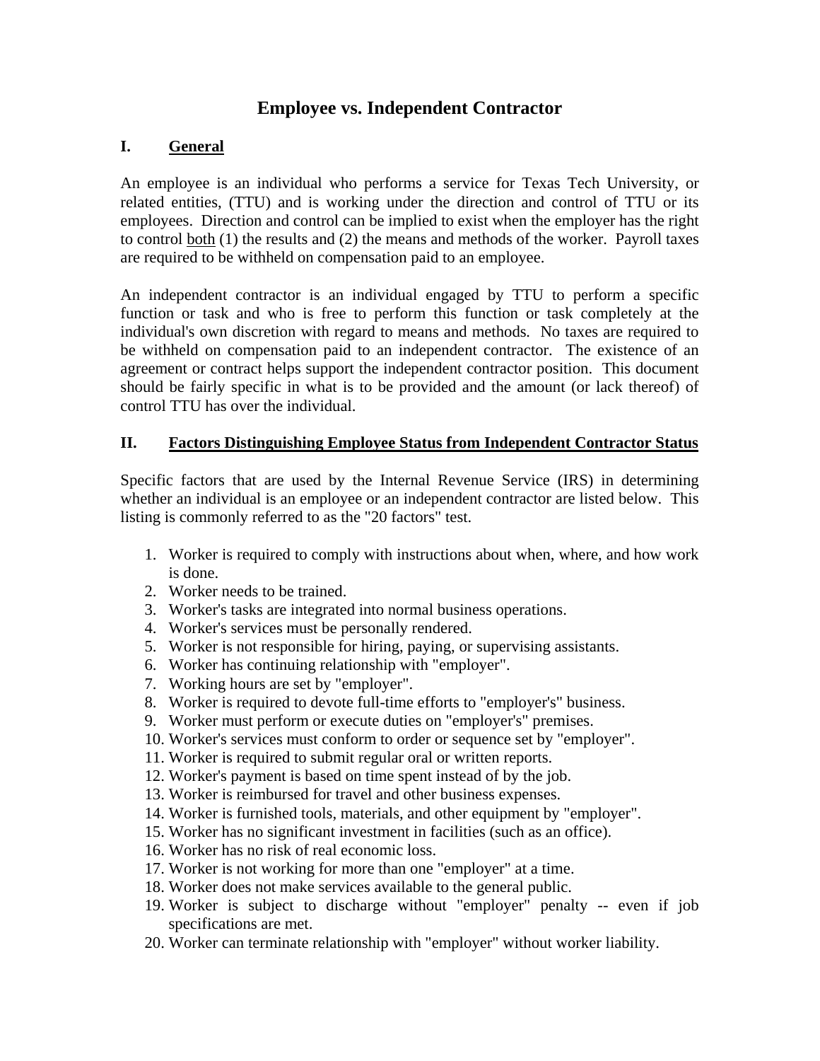# Employee vs. Independent Contractor

## I. General

An employee is an individual who performs a service for Texas Tech University, or related entities, (TTU) and is working under the direction and control of TTU or its employees. Direction and control can be implied to exist when the employer has the right to control <u>both</u> (1) the results and (2) the means and methods of the worker. Payroll taxes are required to be withheld on compensation paid to an employee.

An independent contractor is an individual engaged by TTU to perform a specific function or task and who is free to perform this function or task completely at the individual's own discretion with regard to means and methods. No taxes are required to be withheld on compensation paid to an independent contractor. The existence of an agreement or contract helps support the independent contractor position. This document should be fairly specific in what is to be provided and the amount (or lack thereof) of control TTU has over the individual.

## II. Factors Distinguishing Employee Status from Independent Contractor Status

Specific factors that are used by the Internal Revenue Service (IRS) in determining whether an individual is an employee or an independent contractor are listed below. This listing is commonly referred to as the "20 factors" test.

1. Worker is required to comply with instructions about when, where, and how work is done.
2. Worker needs to be trained.
3. Worker's tasks are integrated into normal business operations.
4. Worker's services must be personally rendered.
5. Worker is not responsible for hiring, paying, or supervising assistants.
6. Worker has continuing relationship with "employer".
7. Working hours are set by "employer".
8. Worker is required to devote full-time efforts to "employer's" business.
9. Worker must perform or execute duties on "employer's" premises.
10. Worker's services must conform to order or sequence set by "employer".
11. Worker is required to submit regular oral or written reports.
12. Worker's payment is based on time spent instead of by the job.
13. Worker is reimbursed for travel and other business expenses.
14. Worker is furnished tools, materials, and other equipment by "employer".
15. Worker has no significant investment in facilities (such as an office).
16. Worker has no risk of real economic loss.
17. Worker is not working for more than one "employer" at a time.
18. Worker does not make services available to the general public.
19. Worker is subject to discharge without "employer" penalty -- even if job specifications are met.
20. Worker can terminate relationship with "employer" without worker liability.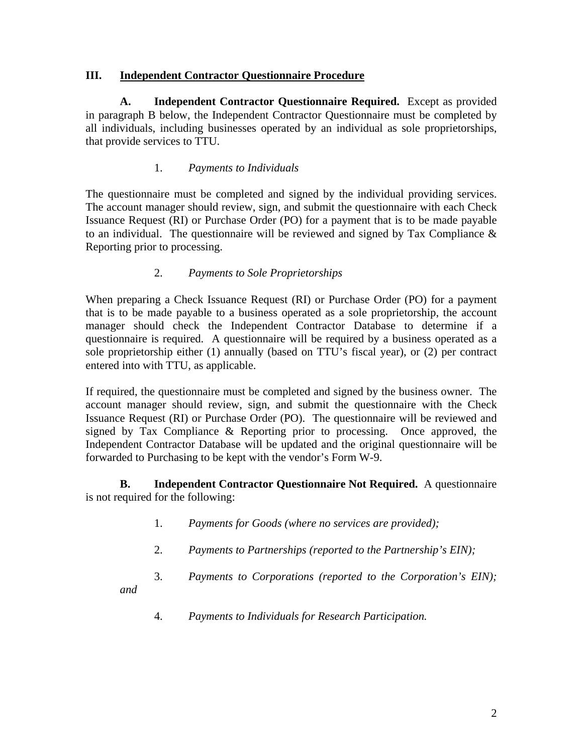## III. Independent Contractor Questionnaire Procedure

**A. Independent Contractor Questionnaire Required.** Except as provided in paragraph B below, the Independent Contractor Questionnaire must be completed by all individuals, including businesses operated by an individual as sole proprietorships, that provide services to TTU.

1. *Payments to Individuals*

The questionnaire must be completed and signed by the individual providing services. The account manager should review, sign, and submit the questionnaire with each Check Issuance Request (RI) or Purchase Order (PO) for a payment that is to be made payable to an individual. The questionnaire will be reviewed and signed by Tax Compliance & Reporting prior to processing.

2. *Payments to Sole Proprietorships*

When preparing a Check Issuance Request (RI) or Purchase Order (PO) for a payment that is to be made payable to a business operated as a sole proprietorship, the account manager should check the Independent Contractor Database to determine if a questionnaire is required. A questionnaire will be required by a business operated as a sole proprietorship either (1) annually (based on TTU's fiscal year), or (2) per contract entered into with TTU, as applicable.

If required, the questionnaire must be completed and signed by the business owner. The account manager should review, sign, and submit the questionnaire with the Check Issuance Request (RI) or Purchase Order (PO). The questionnaire will be reviewed and signed by Tax Compliance & Reporting prior to processing. Once approved, the Independent Contractor Database will be updated and the original questionnaire will be forwarded to Purchasing to be kept with the vendor's Form W-9.

**B. Independent Contractor Questionnaire Not Required.** A questionnaire is not required for the following:

1. *Payments for Goods (where no services are provided);*
2. *Payments to Partnerships (reported to the Partnership's EIN);*
3. *Payments to Corporations (reported to the Corporation's EIN); and*
4. *Payments to Individuals for Research Participation.*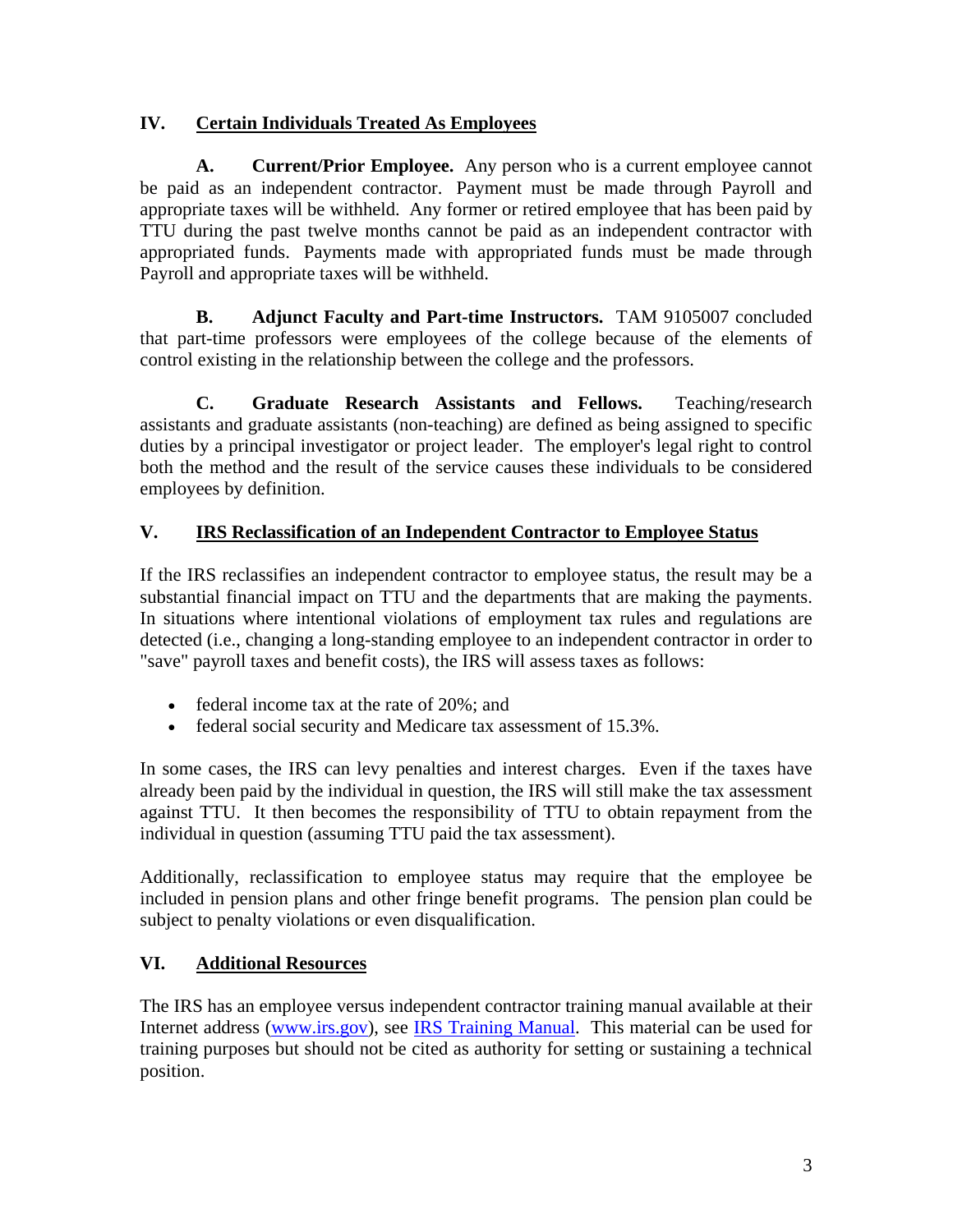## IV. Certain Individuals Treated As Employees

**A. Current/Prior Employee.** Any person who is a current employee cannot be paid as an independent contractor. Payment must be made through Payroll and appropriate taxes will be withheld. Any former or retired employee that has been paid by TTU during the past twelve months cannot be paid as an independent contractor with appropriated funds. Payments made with appropriated funds must be made through Payroll and appropriate taxes will be withheld.

**B. Adjunct Faculty and Part-time Instructors.** TAM 9105007 concluded that part-time professors were employees of the college because of the elements of control existing in the relationship between the college and the professors.

**C. Graduate Research Assistants and Fellows.** Teaching/research assistants and graduate assistants (non-teaching) are defined as being assigned to specific duties by a principal investigator or project leader. The employer's legal right to control both the method and the result of the service causes these individuals to be considered employees by definition.

## V. IRS Reclassification of an Independent Contractor to Employee Status

If the IRS reclassifies an independent contractor to employee status, the result may be a substantial financial impact on TTU and the departments that are making the payments. In situations where intentional violations of employment tax rules and regulations are detected (i.e., changing a long-standing employee to an independent contractor in order to "save" payroll taxes and benefit costs), the IRS will assess taxes as follows:

- federal income tax at the rate of 20%; and
- federal social security and Medicare tax assessment of 15.3%.

In some cases, the IRS can levy penalties and interest charges. Even if the taxes have already been paid by the individual in question, the IRS will still make the tax assessment against TTU. It then becomes the responsibility of TTU to obtain repayment from the individual in question (assuming TTU paid the tax assessment).

Additionally, reclassification to employee status may require that the employee be included in pension plans and other fringe benefit programs. The pension plan could be subject to penalty violations or even disqualification.

## VI. Additional Resources

The IRS has an employee versus independent contractor training manual available at their Internet address (www.irs.gov), see IRS Training Manual. This material can be used for training purposes but should not be cited as authority for setting or sustaining a technical position.